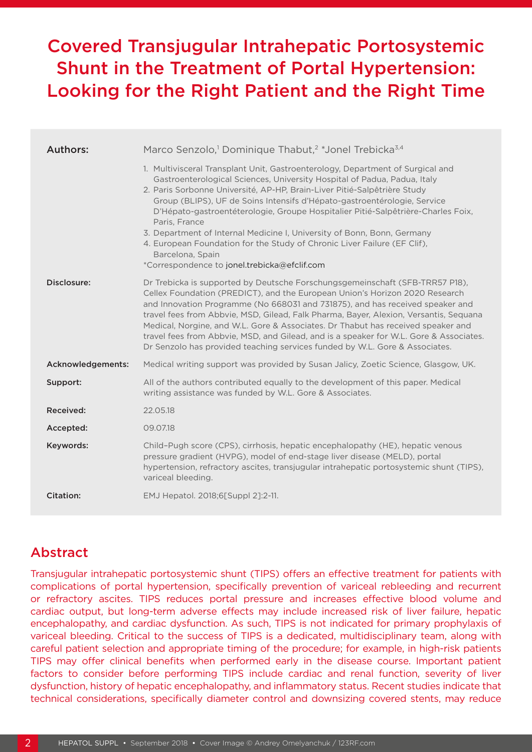# Covered Transjugular Intrahepatic Portosystemic Shunt in the Treatment of Portal Hypertension: Looking for the Right Patient and the Right Time

**Authors:** Marco Senzolo,[1] Dominique Thabut,[2] *Jonel Trebicka[3,4]

1. Multivisceral Transplant Unit, Gastroenterology, Department of Surgical and Gastroenterological Sciences, University Hospital of Padua, Padua, Italy
2. Paris Sorbonne Université, AP-HP, Brain-Liver Pitié-Salpêtrière Study Group (BLIPS), UF de Soins Intensifs d'Hépato-gastroentérologie, Service D'Hépato-gastroentéterologie, Groupe Hospitalier Pitié-Salpêtrière-Charles Foix, Paris, France
3. Department of Internal Medicine I, University of Bonn, Bonn, Germany
4. European Foundation for the Study of Chronic Liver Failure (EF Clif), Barcelona, Spain

*Correspondence to jonel.trebicka@efclif.com

**Disclosure:** Dr Trebicka is supported by Deutsche Forschungsgemeinschaft (SFB-TRR57 P18), Cellex Foundation (PREDICT), and the European Union's Horizon 2020 Research and Innovation Programme (No 668031 and 731875), and has received speaker and travel fees from Abbvie, MSD, Gilead, Falk Pharma, Bayer, Alexion, Versantis, Sequana Medical, Norgine, and W.L. Gore & Associates. Dr Thabut has received speaker and travel fees from Abbvie, MSD, and Gilead, and is a speaker for W.L. Gore & Associates. Dr Senzolo has provided teaching services funded by W.L. Gore & Associates.

**Acknowledgements:** Medical writing support was provided by Susan Jalicy, Zoetic Science, Glasgow, UK.

**Support:** All of the authors contributed equally to the development of this paper. Medical writing assistance was funded by W.L. Gore & Associates.

**Received:** 22.05.18

**Accepted:** 09.07.18

**Keywords:** Child–Pugh score (CPS), cirrhosis, hepatic encephalopathy (HE), hepatic venous pressure gradient (HVPG), model of end-stage liver disease (MELD), portal hypertension, refractory ascites, transjugular intrahepatic portosystemic shunt (TIPS), variceal bleeding.

**Citation:** EMJ Hepatol. 2018;6[Suppl 2]:2-11.

## Abstract

Transjugular intrahepatic portosystemic shunt (TIPS) offers an effective treatment for patients with complications of portal hypertension, specifically prevention of variceal rebleeding and recurrent or refractory ascites. TIPS reduces portal pressure and increases effective blood volume and cardiac output, but long-term adverse effects may include increased risk of liver failure, hepatic encephalopathy, and cardiac dysfunction. As such, TIPS is not indicated for primary prophylaxis of variceal bleeding. Critical to the success of TIPS is a dedicated, multidisciplinary team, along with careful patient selection and appropriate timing of the procedure; for example, in high-risk patients TIPS may offer clinical benefits when performed early in the disease course. Important patient factors to consider before performing TIPS include cardiac and renal function, severity of liver dysfunction, history of hepatic encephalopathy, and inflammatory status. Recent studies indicate that technical considerations, specifically diameter control and downsizing covered stents, may reduce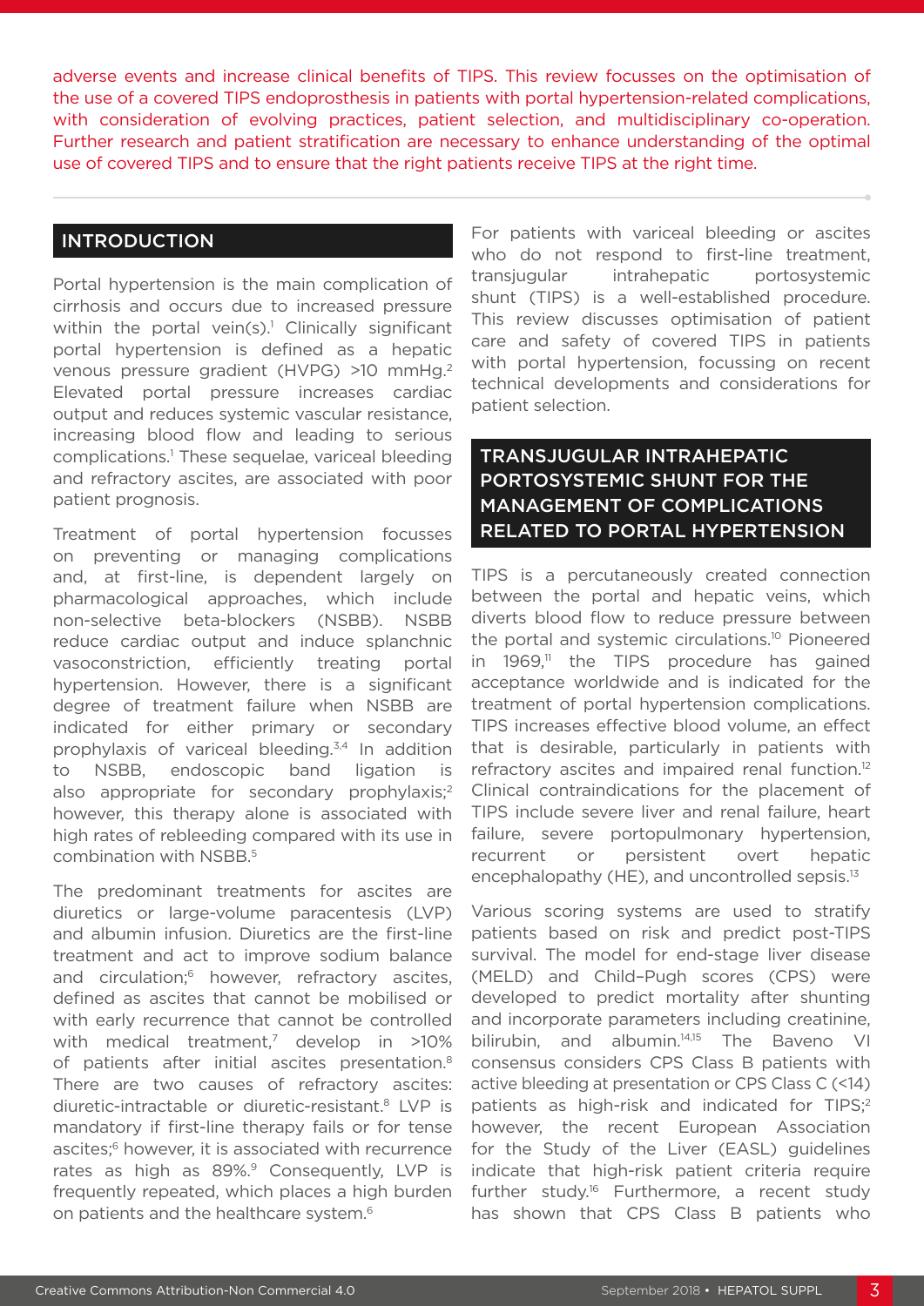adverse events and increase clinical benefits of TIPS. This review focusses on the optimisation of the use of a covered TIPS endoprosthesis in patients with portal hypertension-related complications, with consideration of evolving practices, patient selection, and multidisciplinary co-operation. Further research and patient stratification are necessary to enhance understanding of the optimal use of covered TIPS and to ensure that the right patients receive TIPS at the right time.

## INTRODUCTION

Portal hypertension is the main complication of cirrhosis and occurs due to increased pressure within the portal vein(s).[1] Clinically significant portal hypertension is defined as a hepatic venous pressure gradient (HVPG) >10 mmHg.[2] Elevated portal pressure increases cardiac output and reduces systemic vascular resistance, increasing blood flow and leading to serious complications.[1] These sequelae, variceal bleeding and refractory ascites, are associated with poor patient prognosis.

Treatment of portal hypertension focusses on preventing or managing complications and, at first-line, is dependent largely on pharmacological approaches, which include non-selective beta-blockers (NSBB). NSBB reduce cardiac output and induce splanchnic vasoconstriction, efficiently treating portal hypertension. However, there is a significant degree of treatment failure when NSBB are indicated for either primary or secondary prophylaxis of variceal bleeding.[3,4] In addition to NSBB, endoscopic band ligation is also appropriate for secondary prophylaxis;[2] however, this therapy alone is associated with high rates of rebleeding compared with its use in combination with NSBB.[5]

The predominant treatments for ascites are diuretics or large-volume paracentesis (LVP) and albumin infusion. Diuretics are the first-line treatment and act to improve sodium balance and circulation;[6] however, refractory ascites, defined as ascites that cannot be mobilised or with early recurrence that cannot be controlled with medical treatment,[7] develop in >10% of patients after initial ascites presentation.[8] There are two causes of refractory ascites: diuretic-intractable or diuretic-resistant.[8] LVP is mandatory if first-line therapy fails or for tense ascites;[6] however, it is associated with recurrence rates as high as 89%.[9] Consequently, LVP is frequently repeated, which places a high burden on patients and the healthcare system.[6]

For patients with variceal bleeding or ascites who do not respond to first-line treatment, transjugular intrahepatic portosystemic shunt (TIPS) is a well-established procedure. This review discusses optimisation of patient care and safety of covered TIPS in patients with portal hypertension, focussing on recent technical developments and considerations for patient selection.

## TRANSJUGULAR INTRAHEPATIC PORTOSYSTEMIC SHUNT FOR THE MANAGEMENT OF COMPLICATIONS RELATED TO PORTAL HYPERTENSION

TIPS is a percutaneously created connection between the portal and hepatic veins, which diverts blood flow to reduce pressure between the portal and systemic circulations.[10] Pioneered in 1969,[11] the TIPS procedure has gained acceptance worldwide and is indicated for the treatment of portal hypertension complications. TIPS increases effective blood volume, an effect that is desirable, particularly in patients with refractory ascites and impaired renal function.[12] Clinical contraindications for the placement of TIPS include severe liver and renal failure, heart failure, severe portopulmonary hypertension, recurrent or persistent overt hepatic encephalopathy (HE), and uncontrolled sepsis.[13]

Various scoring systems are used to stratify patients based on risk and predict post-TIPS survival. The model for end-stage liver disease (MELD) and Child–Pugh scores (CPS) were developed to predict mortality after shunting and incorporate parameters including creatinine, bilirubin, and albumin.[14,15] The Baveno VI consensus considers CPS Class B patients with active bleeding at presentation or CPS Class C (<14) patients as high-risk and indicated for TIPS;[2] however, the recent European Association for the Study of the Liver (EASL) guidelines indicate that high-risk patient criteria require further study.[16] Furthermore, a recent study has shown that CPS Class B patients who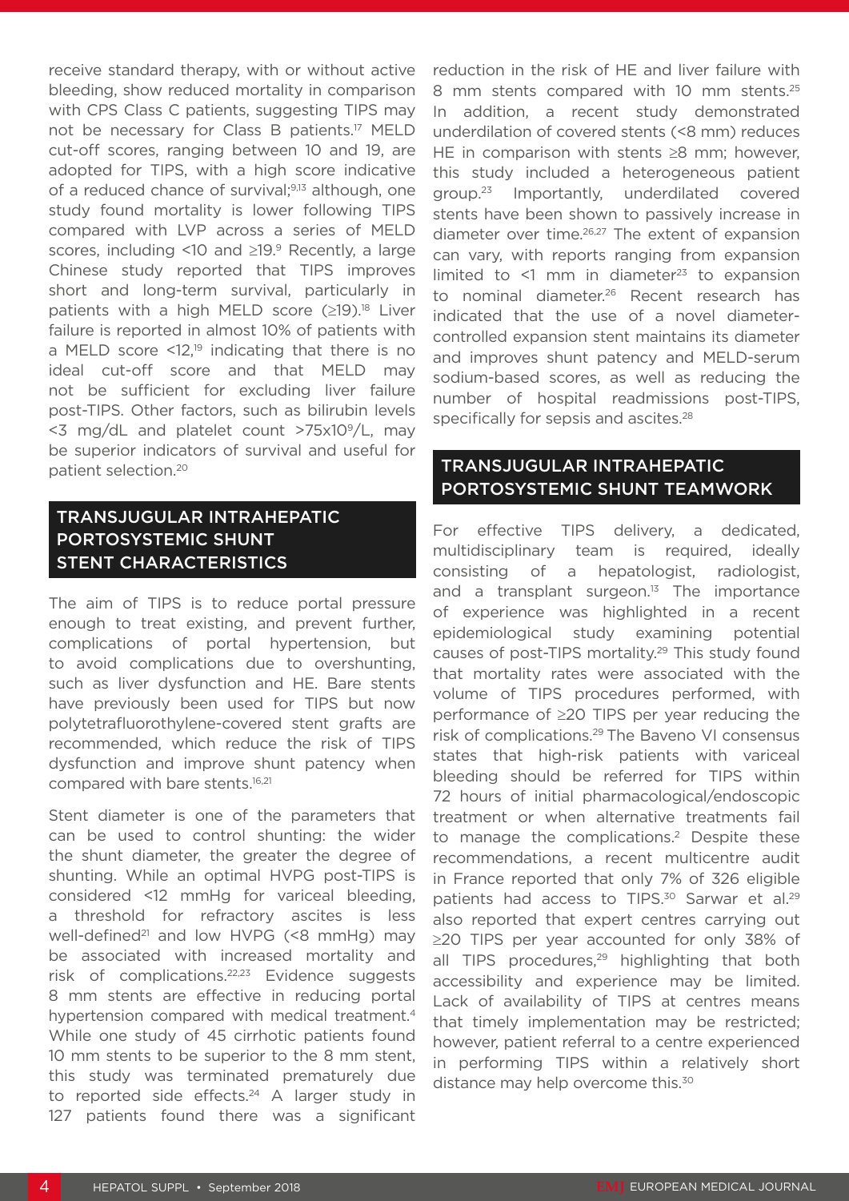receive standard therapy, with or without active bleeding, show reduced mortality in comparison with CPS Class C patients, suggesting TIPS may not be necessary for Class B patients.[17] MELD cut-off scores, ranging between 10 and 19, are adopted for TIPS, with a high score indicative of a reduced chance of survival;[9,13] although, one study found mortality is lower following TIPS compared with LVP across a series of MELD scores, including <10 and ≥19.[9] Recently, a large Chinese study reported that TIPS improves short and long-term survival, particularly in patients with a high MELD score (≥19).[18] Liver failure is reported in almost 10% of patients with a MELD score <12,[19] indicating that there is no ideal cut-off score and that MELD may not be sufficient for excluding liver failure post-TIPS. Other factors, such as bilirubin levels <3 mg/dL and platelet count $>75\times10^9$/L, may be superior indicators of survival and useful for patient selection.[20]

## TRANSJUGULAR INTRAHEPATIC PORTOSYSTEMIC SHUNT STENT CHARACTERISTICS

The aim of TIPS is to reduce portal pressure enough to treat existing, and prevent further, complications of portal hypertension, but to avoid complications due to overshunting, such as liver dysfunction and HE. Bare stents have previously been used for TIPS but now polytetrafluorothylene-covered stent grafts are recommended, which reduce the risk of TIPS dysfunction and improve shunt patency when compared with bare stents.[16,21]

Stent diameter is one of the parameters that can be used to control shunting: the wider the shunt diameter, the greater the degree of shunting. While an optimal HVPG post-TIPS is considered <12 mmHg for variceal bleeding, a threshold for refractory ascites is less well-defined[21] and low HVPG (<8 mmHg) may be associated with increased mortality and risk of complications.[22,23] Evidence suggests 8 mm stents are effective in reducing portal hypertension compared with medical treatment.[4] While one study of 45 cirrhotic patients found 10 mm stents to be superior to the 8 mm stent, this study was terminated prematurely due to reported side effects.[24] A larger study in 127 patients found there was a significant reduction in the risk of HE and liver failure with 8 mm stents compared with 10 mm stents.[25] In addition, a recent study demonstrated underdilation of covered stents (<8 mm) reduces HE in comparison with stents ≥8 mm; however, this study included a heterogeneous patient group.[23] Importantly, underdilated covered stents have been shown to passively increase in diameter over time.[26,27] The extent of expansion can vary, with reports ranging from expansion limited to <1 mm in diameter[23] to expansion to nominal diameter.[26] Recent research has indicated that the use of a novel diameter-controlled expansion stent maintains its diameter and improves shunt patency and MELD-serum sodium-based scores, as well as reducing the number of hospital readmissions post-TIPS, specifically for sepsis and ascites.[28]

## TRANSJUGULAR INTRAHEPATIC PORTOSYSTEMIC SHUNT TEAMWORK

For effective TIPS delivery, a dedicated, multidisciplinary team is required, ideally consisting of a hepatologist, radiologist, and a transplant surgeon.[13] The importance of experience was highlighted in a recent epidemiological study examining potential causes of post-TIPS mortality.[29] This study found that mortality rates were associated with the volume of TIPS procedures performed, with performance of ≥20 TIPS per year reducing the risk of complications.[29] The Baveno VI consensus states that high-risk patients with variceal bleeding should be referred for TIPS within 72 hours of initial pharmacological/endoscopic treatment or when alternative treatments fail to manage the complications.[2] Despite these recommendations, a recent multicentre audit in France reported that only 7% of 326 eligible patients had access to TIPS.[30] Sarwar et al.[29] also reported that expert centres carrying out ≥20 TIPS per year accounted for only 38% of all TIPS procedures,[29] highlighting that both accessibility and experience may be limited. Lack of availability of TIPS at centres means that timely implementation may be restricted; however, patient referral to a centre experienced in performing TIPS within a relatively short distance may help overcome this.[30]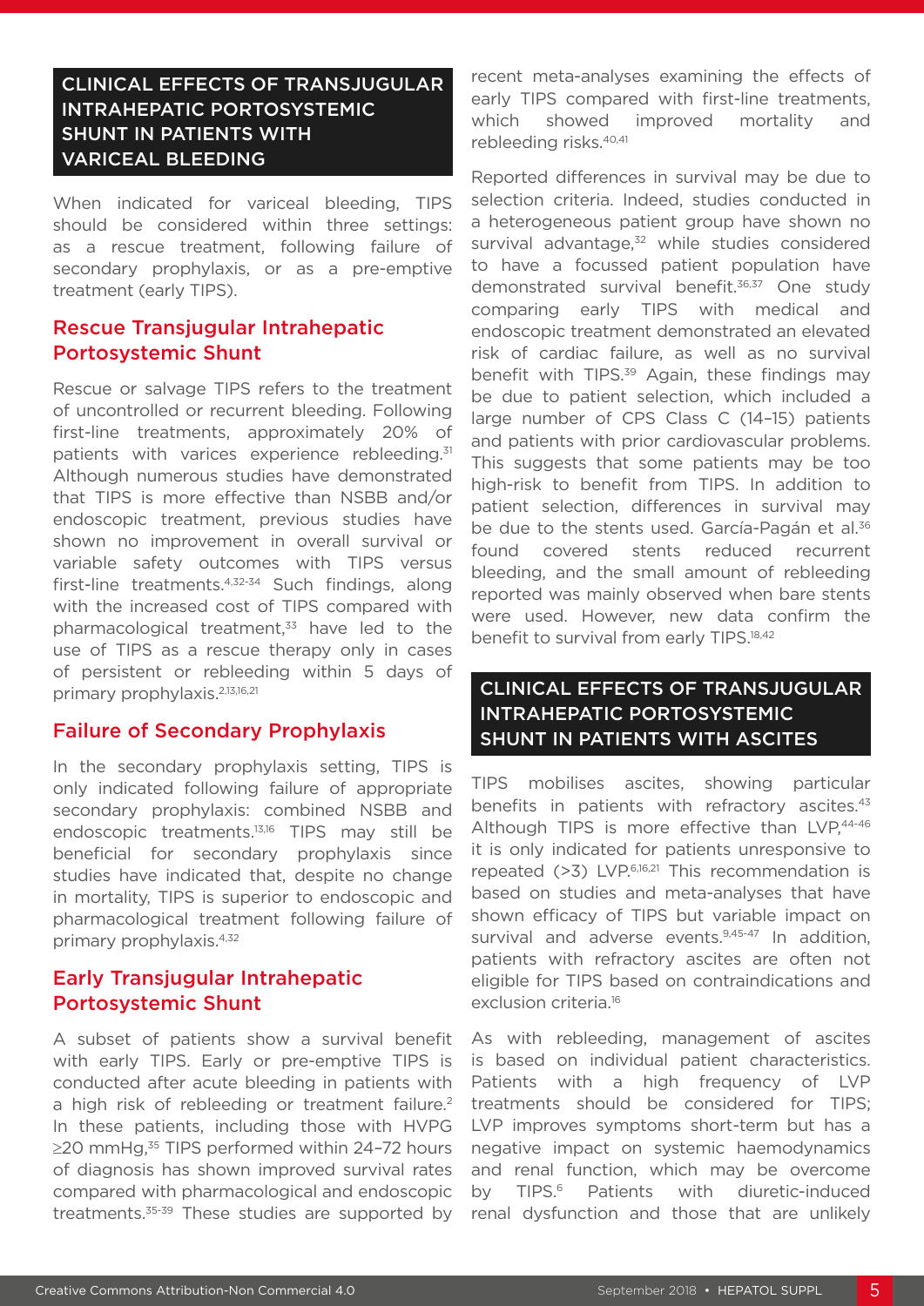## CLINICAL EFFECTS OF TRANSJUGULAR INTRAHEPATIC PORTOSYSTEMIC SHUNT IN PATIENTS WITH VARICEAL BLEEDING

When indicated for variceal bleeding, TIPS should be considered within three settings: as a rescue treatment, following failure of secondary prophylaxis, or as a pre-emptive treatment (early TIPS).

### Rescue Transjugular Intrahepatic Portosystemic Shunt

Rescue or salvage TIPS refers to the treatment of uncontrolled or recurrent bleeding. Following first-line treatments, approximately 20% of patients with varices experience rebleeding.[31] Although numerous studies have demonstrated that TIPS is more effective than NSBB and/or endoscopic treatment, previous studies have shown no improvement in overall survival or variable safety outcomes with TIPS versus first-line treatments.[4,32-34] Such findings, along with the increased cost of TIPS compared with pharmacological treatment,[33] have led to the use of TIPS as a rescue therapy only in cases of persistent or rebleeding within 5 days of primary prophylaxis.[2,13,16,21]

### Failure of Secondary Prophylaxis

In the secondary prophylaxis setting, TIPS is only indicated following failure of appropriate secondary prophylaxis: combined NSBB and endoscopic treatments.[13,16] TIPS may still be beneficial for secondary prophylaxis since studies have indicated that, despite no change in mortality, TIPS is superior to endoscopic and pharmacological treatment following failure of primary prophylaxis.[4,32]

### Early Transjugular Intrahepatic Portosystemic Shunt

A subset of patients show a survival benefit with early TIPS. Early or pre-emptive TIPS is conducted after acute bleeding in patients with a high risk of rebleeding or treatment failure.[2] In these patients, including those with HVPG ≥20 mmHg,[35] TIPS performed within 24–72 hours of diagnosis has shown improved survival rates compared with pharmacological and endoscopic treatments.[35-39] These studies are supported by recent meta-analyses examining the effects of early TIPS compared with first-line treatments, which showed improved mortality and rebleeding risks.[40,41]

Reported differences in survival may be due to selection criteria. Indeed, studies conducted in a heterogeneous patient group have shown no survival advantage,[32] while studies considered to have a focussed patient population have demonstrated survival benefit.[36,37] One study comparing early TIPS with medical and endoscopic treatment demonstrated an elevated risk of cardiac failure, as well as no survival benefit with TIPS.[39] Again, these findings may be due to patient selection, which included a large number of CPS Class C (14–15) patients and patients with prior cardiovascular problems. This suggests that some patients may be too high-risk to benefit from TIPS. In addition to patient selection, differences in survival may be due to the stents used. García-Pagán et al.[36] found covered stents reduced recurrent bleeding, and the small amount of rebleeding reported was mainly observed when bare stents were used. However, new data confirm the benefit to survival from early TIPS.[18,42]

## CLINICAL EFFECTS OF TRANSJUGULAR INTRAHEPATIC PORTOSYSTEMIC SHUNT IN PATIENTS WITH ASCITES

TIPS mobilises ascites, showing particular benefits in patients with refractory ascites.[43] Although TIPS is more effective than LVP,[44-46] it is only indicated for patients unresponsive to repeated (>3) LVP.[6,16,21] This recommendation is based on studies and meta-analyses that have shown efficacy of TIPS but variable impact on survival and adverse events.[9,45-47] In addition, patients with refractory ascites are often not eligible for TIPS based on contraindications and exclusion criteria.[16]

As with rebleeding, management of ascites is based on individual patient characteristics. Patients with a high frequency of LVP treatments should be considered for TIPS; LVP improves symptoms short-term but has a negative impact on systemic haemodynamics and renal function, which may be overcome by TIPS.[6] Patients with diuretic-induced renal dysfunction and those that are unlikely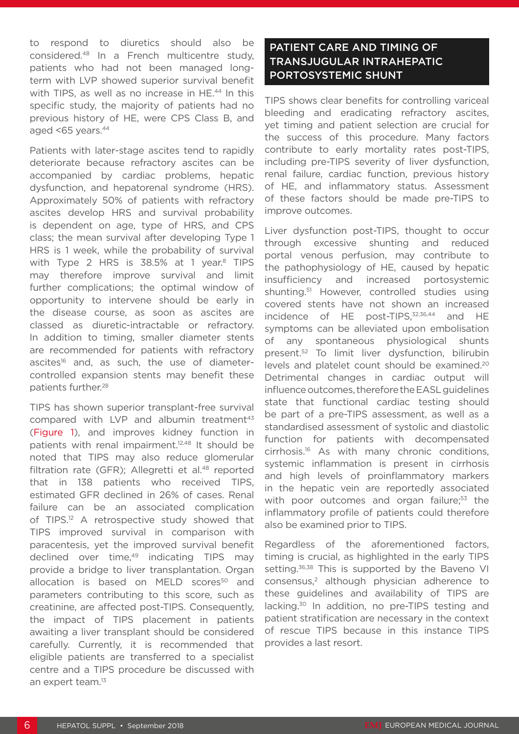to respond to diuretics should also be considered.[48] In a French multicentre study, patients who had not been managed long-term with LVP showed superior survival benefit with TIPS, as well as no increase in HE.[44] In this specific study, the majority of patients had no previous history of HE, were CPS Class B, and aged <65 years.[44]

Patients with later-stage ascites tend to rapidly deteriorate because refractory ascites can be accompanied by cardiac problems, hepatic dysfunction, and hepatorenal syndrome (HRS). Approximately 50% of patients with refractory ascites develop HRS and survival probability is dependent on age, type of HRS, and CPS class; the mean survival after developing Type 1 HRS is 1 week, while the probability of survival with Type 2 HRS is 38.5% at 1 year.[8] TIPS may therefore improve survival and limit further complications; the optimal window of opportunity to intervene should be early in the disease course, as soon as ascites are classed as diuretic-intractable or refractory. In addition to timing, smaller diameter stents are recommended for patients with refractory ascites[16] and, as such, the use of diameter-controlled expansion stents may benefit these patients further.[28]

TIPS has shown superior transplant-free survival compared with LVP and albumin treatment[43] (Figure 1), and improves kidney function in patients with renal impairment.[12,48] It should be noted that TIPS may also reduce glomerular filtration rate (GFR); Allegretti et al.[48] reported that in 138 patients who received TIPS, estimated GFR declined in 26% of cases. Renal failure can be an associated complication of TIPS.[12] A retrospective study showed that TIPS improved survival in comparison with paracentesis, yet the improved survival benefit declined over time,[49] indicating TIPS may provide a bridge to liver transplantation. Organ allocation is based on MELD scores[50] and parameters contributing to this score, such as creatinine, are affected post-TIPS. Consequently, the impact of TIPS placement in patients awaiting a liver transplant should be considered carefully. Currently, it is recommended that eligible patients are transferred to a specialist centre and a TIPS procedure be discussed with an expert team.[13]

## PATIENT CARE AND TIMING OF TRANSJUGULAR INTRAHEPATIC PORTOSYSTEMIC SHUNT

TIPS shows clear benefits for controlling variceal bleeding and eradicating refractory ascites, yet timing and patient selection are crucial for the success of this procedure. Many factors contribute to early mortality rates post-TIPS, including pre-TIPS severity of liver dysfunction, renal failure, cardiac function, previous history of HE, and inflammatory status. Assessment of these factors should be made pre-TIPS to improve outcomes.

Liver dysfunction post-TIPS, thought to occur through excessive shunting and reduced portal venous perfusion, may contribute to the pathophysiology of HE, caused by hepatic insufficiency and increased portosystemic shunting.[51] However, controlled studies using covered stents have not shown an increased incidence of HE post-TIPS,[32,36,44] and HE symptoms can be alleviated upon embolisation of any spontaneous physiological shunts present.[52] To limit liver dysfunction, bilirubin levels and platelet count should be examined.[20] Detrimental changes in cardiac output will influence outcomes, therefore the EASL guidelines state that functional cardiac testing should be part of a pre-TIPS assessment, as well as a standardised assessment of systolic and diastolic function for patients with decompensated cirrhosis.[16] As with many chronic conditions, systemic inflammation is present in cirrhosis and high levels of proinflammatory markers in the hepatic vein are reportedly associated with poor outcomes and organ failure;[53] the inflammatory profile of patients could therefore also be examined prior to TIPS.

Regardless of the aforementioned factors, timing is crucial, as highlighted in the early TIPS setting.[36,38] This is supported by the Baveno VI consensus,[2] although physician adherence to these guidelines and availability of TIPS are lacking.[30] In addition, no pre-TIPS testing and patient stratification are necessary in the context of rescue TIPS because in this instance TIPS provides a last resort.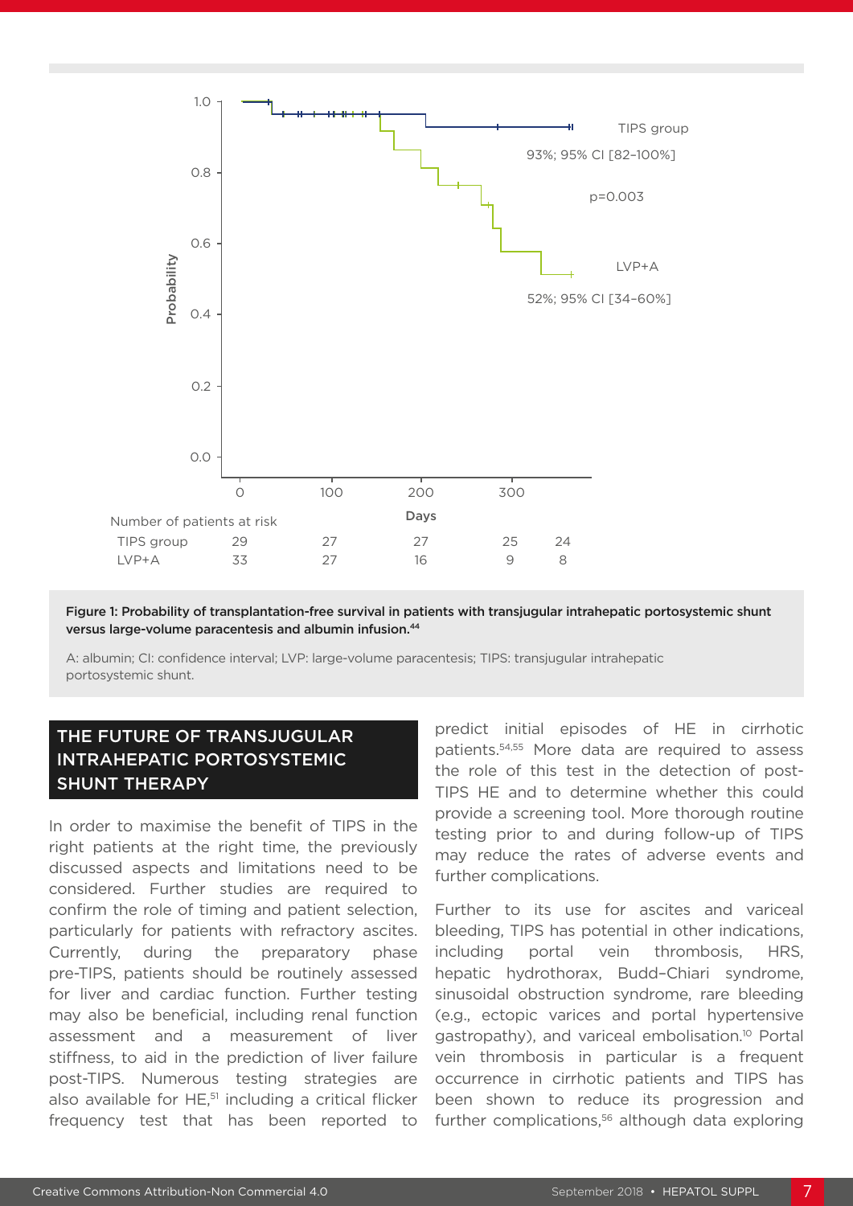Figure 1: Probability of transplantation-free survival in patients with transjugular intrahepatic portosystemic shunt versus large-volume paracentesis and albumin infusion.[44]

A: albumin; CI: confidence interval; LVP: large-volume paracentesis; TIPS: transjugular intrahepatic portosystemic shunt.

## THE FUTURE OF TRANSJUGULAR INTRAHEPATIC PORTOSYSTEMIC SHUNT THERAPY

In order to maximise the benefit of TIPS in the right patients at the right time, the previously discussed aspects and limitations need to be considered. Further studies are required to confirm the role of timing and patient selection, particularly for patients with refractory ascites. Currently, during the preparatory phase pre-TIPS, patients should be routinely assessed for liver and cardiac function. Further testing may also be beneficial, including renal function assessment and a measurement of liver stiffness, to aid in the prediction of liver failure post-TIPS. Numerous testing strategies are also available for HE,[51] including a critical flicker frequency test that has been reported to predict initial episodes of HE in cirrhotic patients.[54,55] More data are required to assess the role of this test in the detection of post-TIPS HE and to determine whether this could provide a screening tool. More thorough routine testing prior to and during follow-up of TIPS may reduce the rates of adverse events and further complications.

Further to its use for ascites and variceal bleeding, TIPS has potential in other indications, including portal vein thrombosis, HRS, hepatic hydrothorax, Budd–Chiari syndrome, sinusoidal obstruction syndrome, rare bleeding (e.g., ectopic varices and portal hypertensive gastropathy), and variceal embolisation.[10] Portal vein thrombosis in particular is a frequent occurrence in cirrhotic patients and TIPS has been shown to reduce its progression and further complications,[56] although data exploring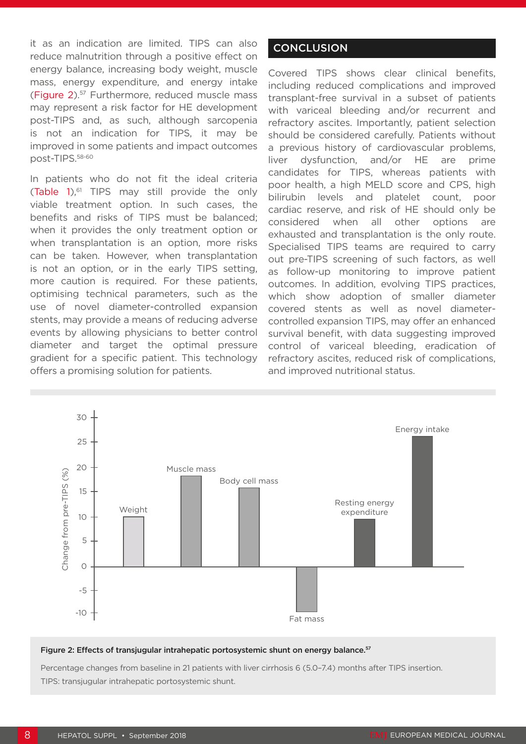it as an indication are limited. TIPS can also reduce malnutrition through a positive effect on energy balance, increasing body weight, muscle mass, energy expenditure, and energy intake (Figure 2).[57] Furthermore, reduced muscle mass may represent a risk factor for HE development post-TIPS and, as such, although sarcopenia is not an indication for TIPS, it may be improved in some patients and impact outcomes post-TIPS.[58-60]

In patients who do not fit the ideal criteria (Table 1),[61] TIPS may still provide the only viable treatment option. In such cases, the benefits and risks of TIPS must be balanced; when it provides the only treatment option or when transplantation is an option, more risks can be taken. However, when transplantation is not an option, or in the early TIPS setting, more caution is required. For these patients, optimising technical parameters, such as the use of novel diameter-controlled expansion stents, may provide a means of reducing adverse events by allowing physicians to better control diameter and target the optimal pressure gradient for a specific patient. This technology offers a promising solution for patients.

## CONCLUSION

Covered TIPS shows clear clinical benefits, including reduced complications and improved transplant-free survival in a subset of patients with variceal bleeding and/or recurrent and refractory ascites. Importantly, patient selection should be considered carefully. Patients without a previous history of cardiovascular problems, liver dysfunction, and/or HE are prime candidates for TIPS, whereas patients with poor health, a high MELD score and CPS, high bilirubin levels and platelet count, poor cardiac reserve, and risk of HE should only be considered when all other options are exhausted and transplantation is the only route. Specialised TIPS teams are required to carry out pre-TIPS screening of such factors, as well as follow-up monitoring to improve patient outcomes. In addition, evolving TIPS practices, which show adoption of smaller diameter covered stents as well as novel diameter-controlled expansion TIPS, may offer an enhanced survival benefit, with data suggesting improved control of variceal bleeding, eradication of refractory ascites, reduced risk of complications, and improved nutritional status.

**Figure 2: Effects of transjugular intrahepatic portosystemic shunt on energy balance.**[57]

Percentage changes from baseline in 21 patients with liver cirrhosis 6 (5.0–7.4) months after TIPS insertion.

TIPS: transjugular intrahepatic portosystemic shunt.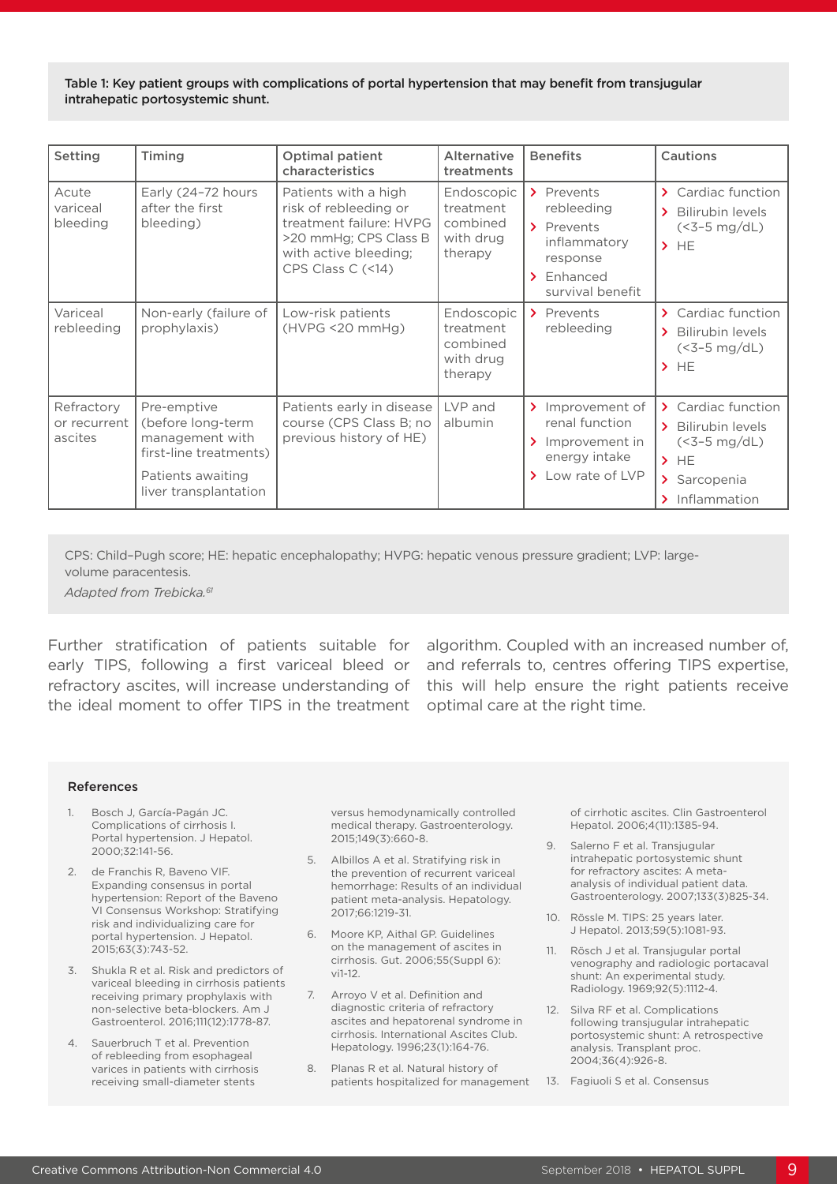Table 1: Key patient groups with complications of portal hypertension that may benefit from transjugular intrahepatic portosystemic shunt.

| Setting | Timing | Optimal patient characteristics | Alternative treatments | Benefits | Cautions |
|---|---|---|---|---|---|
| Acute variceal bleeding | Early (24–72 hours after the first bleeding) | Patients with a high risk of rebleeding or treatment failure: HVPG >20 mmHg; CPS Class B with active bleeding; CPS Class C (<14) | Endoscopic treatment combined with drug therapy | › Prevents rebleeding<br>› Prevents inflammatory response<br>› Enhanced survival benefit | › Cardiac function<br>› Bilirubin levels (<3–5 mg/dL)<br>› HE |
| Variceal rebleeding | Non-early (failure of prophylaxis) | Low-risk patients (HVPG <20 mmHg) | Endoscopic treatment combined with drug therapy | › Prevents rebleeding | › Cardiac function<br>› Bilirubin levels (<3–5 mg/dL)<br>› HE |
| Refractory or recurrent ascites | Pre-emptive (before long-term management with first-line treatments)<br>Patients awaiting liver transplantation | Patients early in disease course (CPS Class B; no previous history of HE) | LVP and albumin | › Improvement of renal function<br>› Improvement in energy intake<br>› Low rate of LVP | › Cardiac function<br>› Bilirubin levels (<3–5 mg/dL)<br>› HE<br>› Sarcopenia<br>› Inflammation |

CPS: Child–Pugh score; HE: hepatic encephalopathy; HVPG: hepatic venous pressure gradient; LVP: large-volume paracentesis.

*Adapted from Trebicka.[61]*

Further stratification of patients suitable for early TIPS, following a first variceal bleed or refractory ascites, will increase understanding of the ideal moment to offer TIPS in the treatment algorithm. Coupled with an increased number of, and referrals to, centres offering TIPS expertise, this will help ensure the right patients receive optimal care at the right time.

### References

1. Bosch J, García-Pagán JC. Complications of cirrhosis I. Portal hypertension. J Hepatol. 2000;32:141-56.
2. de Franchis R, Baveno VIF. Expanding consensus in portal hypertension: Report of the Baveno VI Consensus Workshop: Stratifying risk and individualizing care for portal hypertension. J Hepatol. 2015;63(3):743-52.
3. Shukla R et al. Risk and predictors of variceal bleeding in cirrhosis patients receiving primary prophylaxis with non-selective beta-blockers. Am J Gastroenterol. 2016;111(12):1778-87.
4. Sauerbruch T et al. Prevention of rebleeding from esophageal varices in patients with cirrhosis receiving small-diameter stents versus hemodynamically controlled medical therapy. Gastroenterology. 2015;149(3):660-8.
5. Albillos A et al. Stratifying risk in the prevention of recurrent variceal hemorrhage: Results of an individual patient meta-analysis. Hepatology. 2017;66:1219-31.
6. Moore KP, Aithal GP. Guidelines on the management of ascites in cirrhosis. Gut. 2006;55(Suppl 6):vi1-12.
7. Arroyo V et al. Definition and diagnostic criteria of refractory ascites and hepatorenal syndrome in cirrhosis. International Ascites Club. Hepatology. 1996;23(1):164-76.
8. Planas R et al. Natural history of patients hospitalized for management of cirrhotic ascites. Clin Gastroenterol Hepatol. 2006;4(11):1385-94.
9. Salerno F et al. Transjugular intrahepatic portosystemic shunt for refractory ascites: A meta-analysis of individual patient data. Gastroenterology. 2007;133(3)825-34.
10. Rössle M. TIPS: 25 years later. J Hepatol. 2013;59(5):1081-93.
11. Rösch J et al. Transjugular portal venography and radiologic portacaval shunt: An experimental study. Radiology. 1969;92(5):1112-4.
12. Silva RF et al. Complications following transjugular intrahepatic portosystemic shunt: A retrospective analysis. Transplant proc. 2004;36(4):926-8.
13. Fagiuoli S et al. Consensus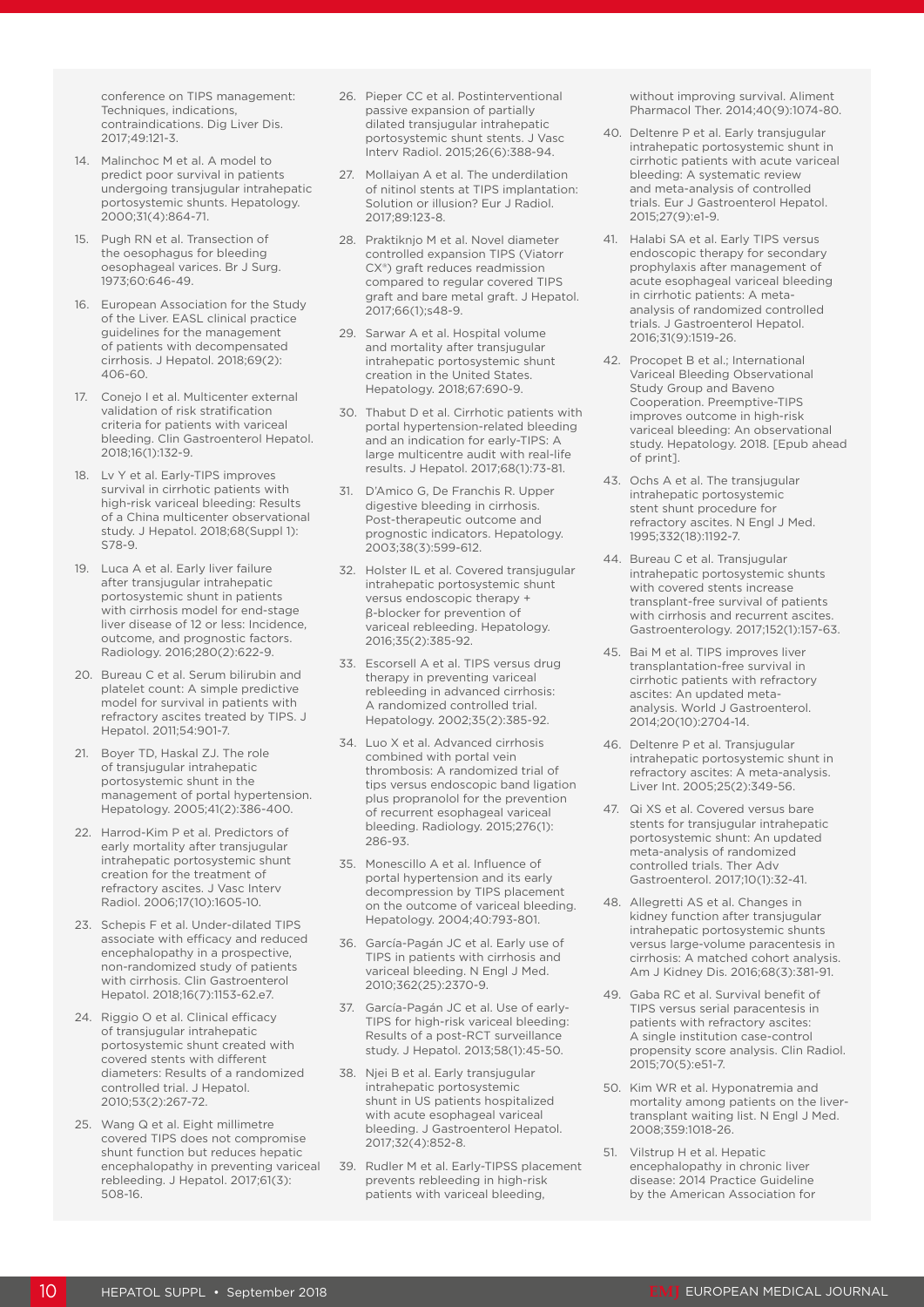conference on TIPS management: Techniques, indications, contraindications. Dig Liver Dis. 2017;49:121-3.

14. Malinchoc M et al. A model to predict poor survival in patients undergoing transjugular intrahepatic portosystemic shunts. Hepatology. 2000;31(4):864-71.
15. Pugh RN et al. Transection of the oesophagus for bleeding oesophageal varices. Br J Surg. 1973;60:646-49.
16. European Association for the Study of the Liver. EASL clinical practice guidelines for the management of patients with decompensated cirrhosis. J Hepatol. 2018;69(2): 406-60.
17. Conejo I et al. Multicenter external validation of risk stratification criteria for patients with variceal bleeding. Clin Gastroenterol Hepatol. 2018;16(1):132-9.
18. Lv Y et al. Early-TIPS improves survival in cirrhotic patients with high-risk variceal bleeding: Results of a China multicenter observational study. J Hepatol. 2018;68(Suppl 1): S78-9.
19. Luca A et al. Early liver failure after transjugular intrahepatic portosystemic shunt in patients with cirrhosis model for end-stage liver disease of 12 or less: Incidence, outcome, and prognostic factors. Radiology. 2016;280(2):622-9.
20. Bureau C et al. Serum bilirubin and platelet count: A simple predictive model for survival in patients with refractory ascites treated by TIPS. J Hepatol. 2011;54:901-7.
21. Boyer TD, Haskal ZJ. The role of transjugular intrahepatic portosystemic shunt in the management of portal hypertension. Hepatology. 2005;41(2):386-400.
22. Harrod-Kim P et al. Predictors of early mortality after transjugular intrahepatic portosystemic shunt creation for the treatment of refractory ascites. J Vasc Interv Radiol. 2006;17(10):1605-10.
23. Schepis F et al. Under-dilated TIPS associate with efficacy and reduced encephalopathy in a prospective, non-randomized study of patients with cirrhosis. Clin Gastroenterol Hepatol. 2018;16(7):1153-62.e7.
24. Riggio O et al. Clinical efficacy of transjugular intrahepatic portosystemic shunt created with covered stents with different diameters: Results of a randomized controlled trial. J Hepatol. 2010;53(2):267-72.
25. Wang Q et al. Eight millimetre covered TIPS does not compromise shunt function but reduces hepatic encephalopathy in preventing variceal rebleeding. J Hepatol. 2017;61(3): 508-16.
26. Pieper CC et al. Postinterventional passive expansion of partially dilated transjugular intrahepatic portosystemic shunt stents. J Vasc Interv Radiol. 2015;26(6):388-94.
27. Mollaiyan A et al. The underdilation of nitinol stents at TIPS implantation: Solution or illusion? Eur J Radiol. 2017;89:123-8.
28. Praktiknjo M et al. Novel diameter controlled expansion TIPS (Viatorr CX®) graft reduces readmission compared to regular covered TIPS graft and bare metal graft. J Hepatol. 2017;66(1);s48-9.
29. Sarwar A et al. Hospital volume and mortality after transjugular intrahepatic portosystemic shunt creation in the United States. Hepatology. 2018;67:690-9.
30. Thabut D et al. Cirrhotic patients with portal hypertension-related bleeding and an indication for early-TIPS: A large multicentre audit with real-life results. J Hepatol. 2017;68(1):73-81.
31. D'Amico G, De Franchis R. Upper digestive bleeding in cirrhosis. Post-therapeutic outcome and prognostic indicators. Hepatology. 2003;38(3):599-612.
32. Holster IL et al. Covered transjugular intrahepatic portosystemic shunt versus endoscopic therapy + β-blocker for prevention of variceal rebleeding. Hepatology. 2016;35(2):385-92.
33. Escorsell A et al. TIPS versus drug therapy in preventing variceal rebleeding in advanced cirrhosis: A randomized controlled trial. Hepatology. 2002;35(2):385-92.
34. Luo X et al. Advanced cirrhosis combined with portal vein thrombosis: A randomized trial of tips versus endoscopic band ligation plus propranolol for the prevention of recurrent esophageal variceal bleeding. Radiology. 2015;276(1): 286-93.
35. Monescillo A et al. Influence of portal hypertension and its early decompression by TIPS placement on the outcome of variceal bleeding. Hepatology. 2004;40:793-801.
36. García-Pagán JC et al. Early use of TIPS in patients with cirrhosis and variceal bleeding. N Engl J Med. 2010;362(25):2370-9.
37. García-Pagán JC et al. Use of early-TIPS for high-risk variceal bleeding: Results of a post-RCT surveillance study. J Hepatol. 2013;58(1):45-50.
38. Njei B et al. Early transjugular intrahepatic portosystemic shunt in US patients hospitalized with acute esophageal variceal bleeding. J Gastroenterol Hepatol. 2017;32(4):852-8.
39. Rudler M et al. Early-TIPSS placement prevents rebleeding in high-risk patients with variceal bleeding, without improving survival. Aliment Pharmacol Ther. 2014;40(9):1074-80.
40. Deltenre P et al. Early transjugular intrahepatic portosystemic shunt in cirrhotic patients with acute variceal bleeding: A systematic review and meta-analysis of controlled trials. Eur J Gastroenterol Hepatol. 2015;27(9):e1-9.
41. Halabi SA et al. Early TIPS versus endoscopic therapy for secondary prophylaxis after management of acute esophageal variceal bleeding in cirrhotic patients: A meta-analysis of randomized controlled trials. J Gastroenterol Hepatol. 2016;31(9):1519-26.
42. Procopet B et al.; International Variceal Bleeding Observational Study Group and Baveno Cooperation. Preemptive-TIPS improves outcome in high-risk variceal bleeding: An observational study. Hepatology. 2018. [Epub ahead of print].
43. Ochs A et al. The transjugular intrahepatic portosystemic stent shunt procedure for refractory ascites. N Engl J Med. 1995;332(18):1192-7.
44. Bureau C et al. Transjugular intrahepatic portosystemic shunts with covered stents increase transplant-free survival of patients with cirrhosis and recurrent ascites. Gastroenterology. 2017;152(1):157-63.
45. Bai M et al. TIPS improves liver transplantation-free survival in cirrhotic patients with refractory ascites: An updated meta-analysis. World J Gastroenterol. 2014;20(10):2704-14.
46. Deltenre P et al. Transjugular intrahepatic portosystemic shunt in refractory ascites: A meta-analysis. Liver Int. 2005;25(2):349-56.
47. Qi XS et al. Covered versus bare stents for transjugular intrahepatic portosystemic shunt: An updated meta-analysis of randomized controlled trials. Ther Adv Gastroenterol. 2017;10(1):32-41.
48. Allegretti AS et al. Changes in kidney function after transjugular intrahepatic portosystemic shunts versus large-volume paracentesis in cirrhosis: A matched cohort analysis. Am J Kidney Dis. 2016;68(3):381-91.
49. Gaba RC et al. Survival benefit of TIPS versus serial paracentesis in patients with refractory ascites: A single institution case-control propensity score analysis. Clin Radiol. 2015;70(5):e51-7.
50. Kim WR et al. Hyponatremia and mortality among patients on the liver-transplant waiting list. N Engl J Med. 2008;359:1018-26.
51. Vilstrup H et al. Hepatic encephalopathy in chronic liver disease: 2014 Practice Guideline by the American Association for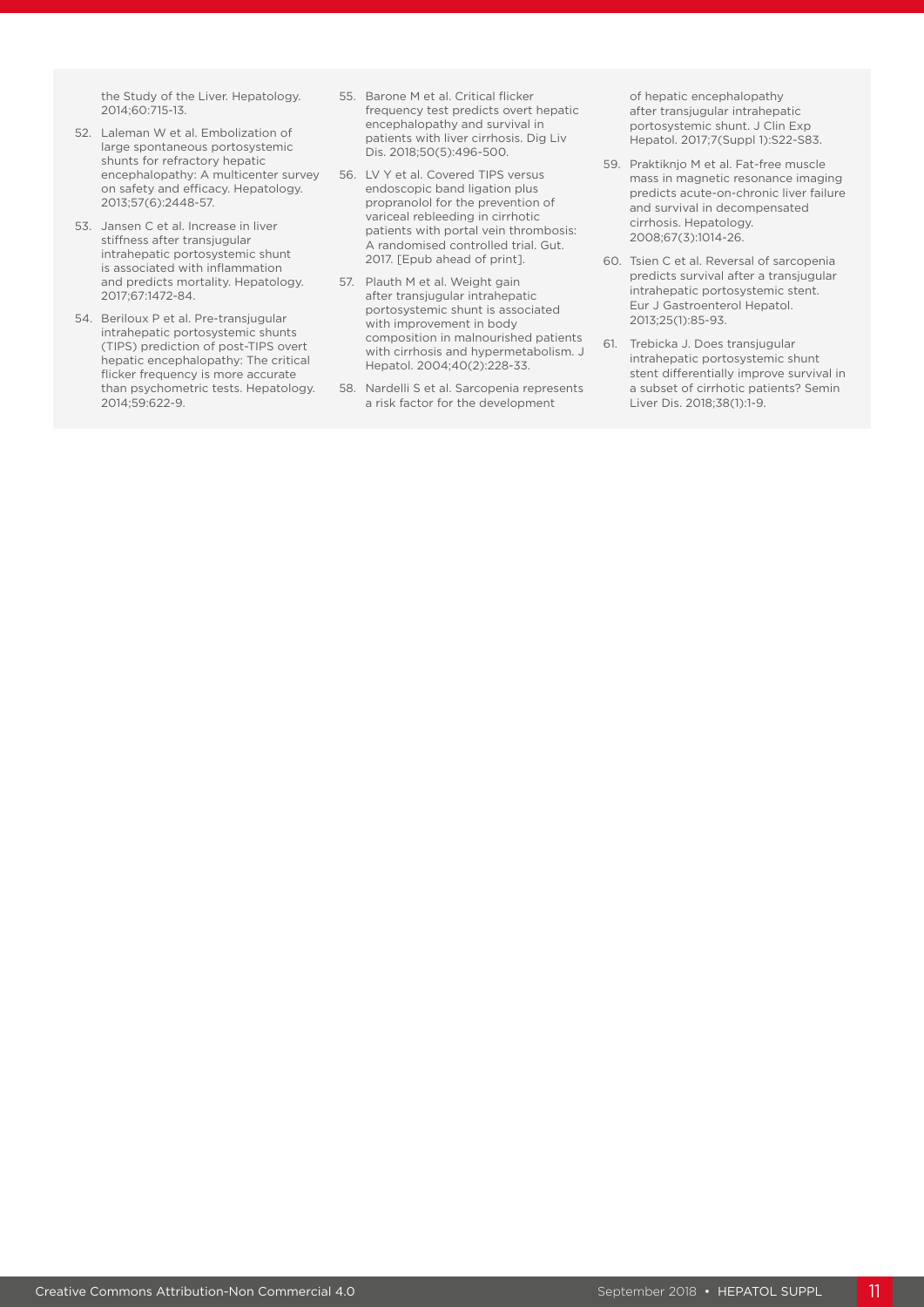the Study of the Liver. Hepatology. 2014;60:715-13.

52. Laleman W et al. Embolization of large spontaneous portosystemic shunts for refractory hepatic encephalopathy: A multicenter survey on safety and efficacy. Hepatology. 2013;57(6):2448-57.

53. Jansen C et al. Increase in liver stiffness after transjugular intrahepatic portosystemic shunt is associated with inflammation and predicts mortality. Hepatology. 2017;67:1472-84.

54. Beriloux P et al. Pre-transjugular intrahepatic portosystemic shunts (TIPS) prediction of post-TIPS overt hepatic encephalopathy: The critical flicker frequency is more accurate than psychometric tests. Hepatology. 2014;59:622-9.

55. Barone M et al. Critical flicker frequency test predicts overt hepatic encephalopathy and survival in patients with liver cirrhosis. Dig Liv Dis. 2018;50(5):496-500.

56. LV Y et al. Covered TIPS versus endoscopic band ligation plus propranolol for the prevention of variceal rebleeding in cirrhotic patients with portal vein thrombosis: A randomised controlled trial. Gut. 2017. [Epub ahead of print].

57. Plauth M et al. Weight gain after transjugular intrahepatic portosystemic shunt is associated with improvement in body composition in malnourished patients with cirrhosis and hypermetabolism. J Hepatol. 2004;40(2):228-33.

58. Nardelli S et al. Sarcopenia represents a risk factor for the development of hepatic encephalopathy after transjugular intrahepatic portosystemic shunt. J Clin Exp Hepatol. 2017;7(Suppl 1):S22-S83.

59. Praktiknjo M et al. Fat-free muscle mass in magnetic resonance imaging predicts acute-on-chronic liver failure and survival in decompensated cirrhosis. Hepatology. 2008;67(3):1014-26.

60. Tsien C et al. Reversal of sarcopenia predicts survival after a transjugular intrahepatic portosystemic stent. Eur J Gastroenterol Hepatol. 2013;25(1):85-93.

61. Trebicka J. Does transjugular intrahepatic portosystemic shunt stent differentially improve survival in a subset of cirrhotic patients? Semin Liver Dis. 2018;38(1):1-9.